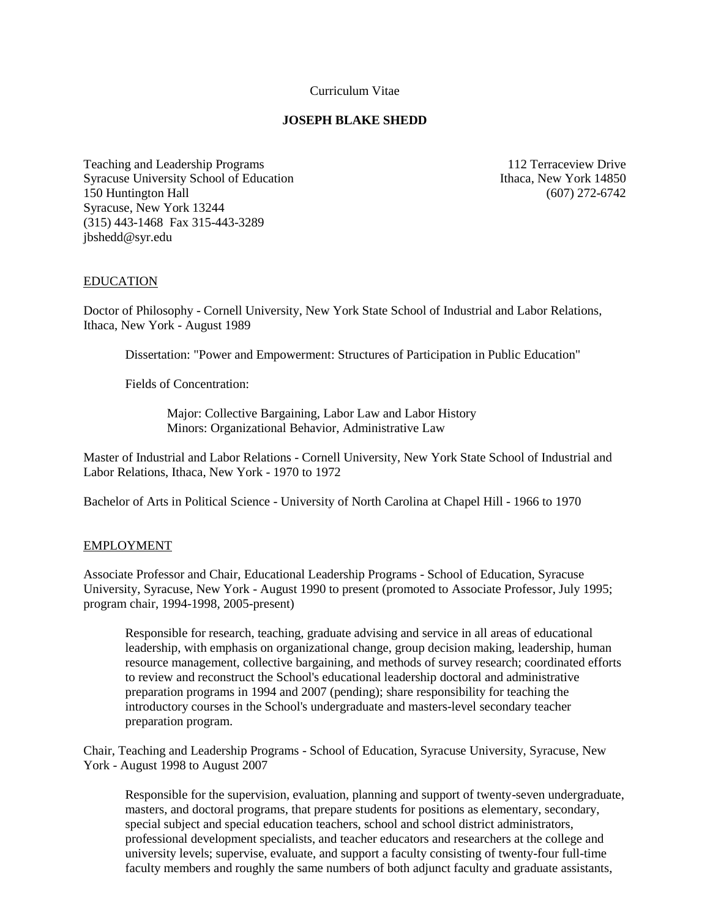Curriculum Vitae

# JOSEPH BLAKE SHEDD

Teaching and Leadership Programs
Syracuse University School of Education
150 Huntington Hall
Syracuse, New York 13244
(315) 443-1468 Fax 315-443-3289
jbshedd@syr.edu

112 Terraceview Drive
Ithaca, New York 14850
(607) 272-6742

## EDUCATION

Doctor of Philosophy - Cornell University, New York State School of Industrial and Labor Relations, Ithaca, New York - August 1989

> Dissertation: "Power and Empowerment: Structures of Participation in Public Education"
>
> Fields of Concentration:
>
> > Major: Collective Bargaining, Labor Law and Labor History
> > Minors: Organizational Behavior, Administrative Law

Master of Industrial and Labor Relations - Cornell University, New York State School of Industrial and Labor Relations, Ithaca, New York - 1970 to 1972

Bachelor of Arts in Political Science - University of North Carolina at Chapel Hill - 1966 to 1970

## EMPLOYMENT

Associate Professor and Chair, Educational Leadership Programs - School of Education, Syracuse University, Syracuse, New York - August 1990 to present (promoted to Associate Professor, July 1995; program chair, 1994-1998, 2005-present)

> Responsible for research, teaching, graduate advising and service in all areas of educational leadership, with emphasis on organizational change, group decision making, leadership, human resource management, collective bargaining, and methods of survey research; coordinated efforts to review and reconstruct the School's educational leadership doctoral and administrative preparation programs in 1994 and 2007 (pending); share responsibility for teaching the introductory courses in the School's undergraduate and masters-level secondary teacher preparation program.

Chair, Teaching and Leadership Programs - School of Education, Syracuse University, Syracuse, New York - August 1998 to August 2007

> Responsible for the supervision, evaluation, planning and support of twenty-seven undergraduate, masters, and doctoral programs, that prepare students for positions as elementary, secondary, special subject and special education teachers, school and school district administrators, professional development specialists, and teacher educators and researchers at the college and university levels; supervise, evaluate, and support a faculty consisting of twenty-four full-time faculty members and roughly the same numbers of both adjunct faculty and graduate assistants,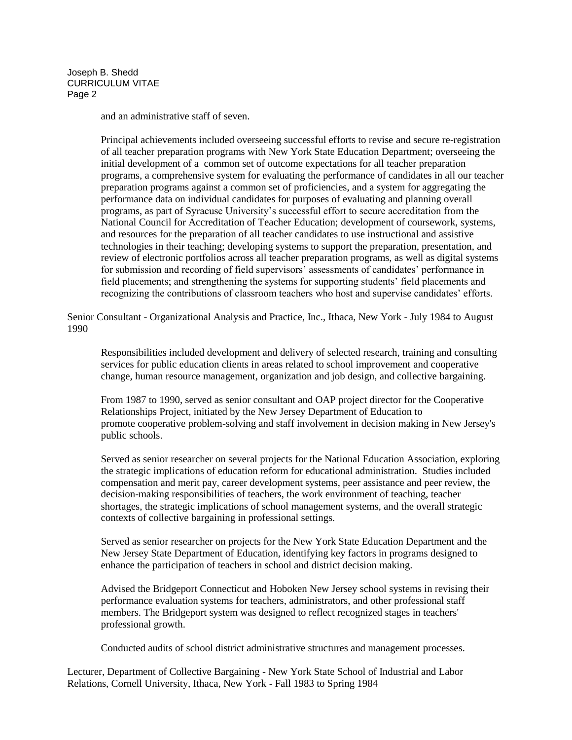and an administrative staff of seven.

Principal achievements included overseeing successful efforts to revise and secure re-registration of all teacher preparation programs with New York State Education Department; overseeing the initial development of a common set of outcome expectations for all teacher preparation programs, a comprehensive system for evaluating the performance of candidates in all our teacher preparation programs against a common set of proficiencies, and a system for aggregating the performance data on individual candidates for purposes of evaluating and planning overall programs, as part of Syracuse University's successful effort to secure accreditation from the National Council for Accreditation of Teacher Education; development of coursework, systems, and resources for the preparation of all teacher candidates to use instructional and assistive technologies in their teaching; developing systems to support the preparation, presentation, and review of electronic portfolios across all teacher preparation programs, as well as digital systems for submission and recording of field supervisors' assessments of candidates' performance in field placements; and strengthening the systems for supporting students' field placements and recognizing the contributions of classroom teachers who host and supervise candidates' efforts.

Senior Consultant - Organizational Analysis and Practice, Inc., Ithaca, New York - July 1984 to August 1990

Responsibilities included development and delivery of selected research, training and consulting services for public education clients in areas related to school improvement and cooperative change, human resource management, organization and job design, and collective bargaining.

From 1987 to 1990, served as senior consultant and OAP project director for the Cooperative Relationships Project, initiated by the New Jersey Department of Education to promote cooperative problem-solving and staff involvement in decision making in New Jersey's public schools.

Served as senior researcher on several projects for the National Education Association, exploring the strategic implications of education reform for educational administration. Studies included compensation and merit pay, career development systems, peer assistance and peer review, the decision-making responsibilities of teachers, the work environment of teaching, teacher shortages, the strategic implications of school management systems, and the overall strategic contexts of collective bargaining in professional settings.

Served as senior researcher on projects for the New York State Education Department and the New Jersey State Department of Education, identifying key factors in programs designed to enhance the participation of teachers in school and district decision making.

Advised the Bridgeport Connecticut and Hoboken New Jersey school systems in revising their performance evaluation systems for teachers, administrators, and other professional staff members. The Bridgeport system was designed to reflect recognized stages in teachers' professional growth.

Conducted audits of school district administrative structures and management processes.

Lecturer, Department of Collective Bargaining - New York State School of Industrial and Labor Relations, Cornell University, Ithaca, New York - Fall 1983 to Spring 1984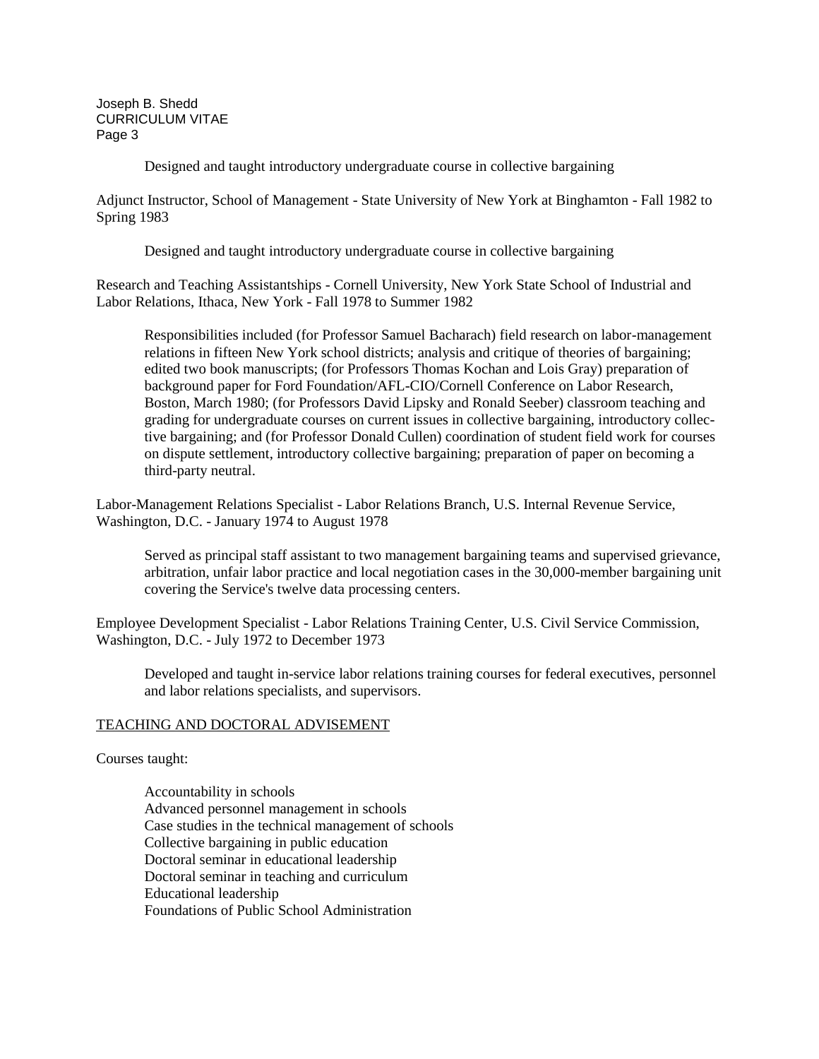Designed and taught introductory undergraduate course in collective bargaining

Adjunct Instructor, School of Management - State University of New York at Binghamton - Fall 1982 to Spring 1983

Designed and taught introductory undergraduate course in collective bargaining

Research and Teaching Assistantships - Cornell University, New York State School of Industrial and Labor Relations, Ithaca, New York - Fall 1978 to Summer 1982

Responsibilities included (for Professor Samuel Bacharach) field research on labor-management relations in fifteen New York school districts; analysis and critique of theories of bargaining; edited two book manuscripts; (for Professors Thomas Kochan and Lois Gray) preparation of background paper for Ford Foundation/AFL-CIO/Cornell Conference on Labor Research, Boston, March 1980; (for Professors David Lipsky and Ronald Seeber) classroom teaching and grading for undergraduate courses on current issues in collective bargaining, introductory collective bargaining; and (for Professor Donald Cullen) coordination of student field work for courses on dispute settlement, introductory collective bargaining; preparation of paper on becoming a third-party neutral.

Labor-Management Relations Specialist - Labor Relations Branch, U.S. Internal Revenue Service, Washington, D.C. - January 1974 to August 1978

Served as principal staff assistant to two management bargaining teams and supervised grievance, arbitration, unfair labor practice and local negotiation cases in the 30,000-member bargaining unit covering the Service's twelve data processing centers.

Employee Development Specialist - Labor Relations Training Center, U.S. Civil Service Commission, Washington, D.C. - July 1972 to December 1973

Developed and taught in-service labor relations training courses for federal executives, personnel and labor relations specialists, and supervisors.

## TEACHING AND DOCTORAL ADVISEMENT

Courses taught:

- Accountability in schools
- Advanced personnel management in schools
- Case studies in the technical management of schools
- Collective bargaining in public education
- Doctoral seminar in educational leadership
- Doctoral seminar in teaching and curriculum
- Educational leadership
- Foundations of Public School Administration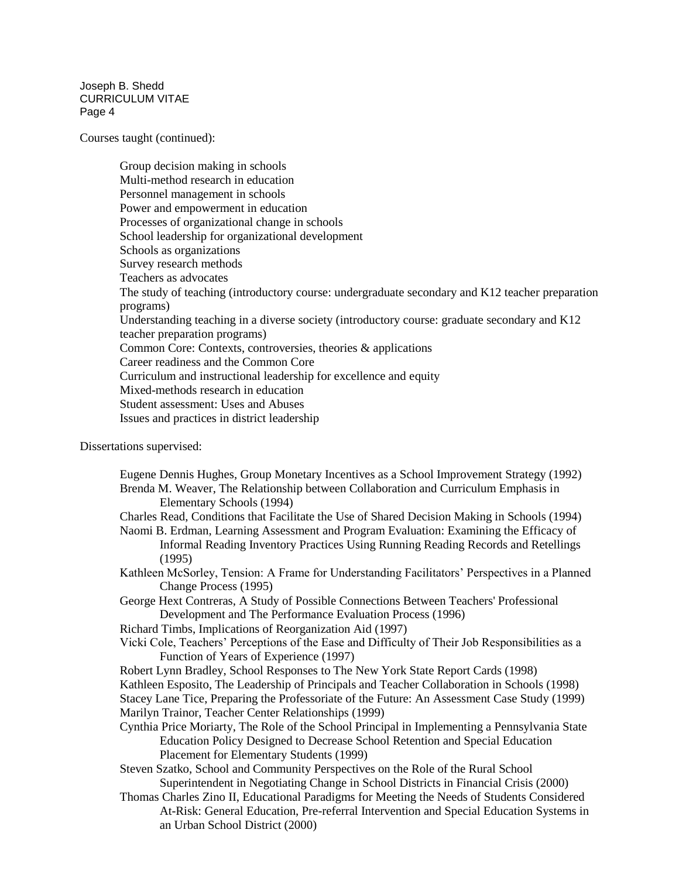Courses taught (continued):

- Group decision making in schools
- Multi-method research in education
- Personnel management in schools
- Power and empowerment in education
- Processes of organizational change in schools
- School leadership for organizational development
- Schools as organizations
- Survey research methods
- Teachers as advocates
- The study of teaching (introductory course: undergraduate secondary and K12 teacher preparation programs)
- Understanding teaching in a diverse society (introductory course: graduate secondary and K12 teacher preparation programs)
- Common Core: Contexts, controversies, theories & applications
- Career readiness and the Common Core
- Curriculum and instructional leadership for excellence and equity
- Mixed-methods research in education
- Student assessment: Uses and Abuses
- Issues and practices in district leadership

Dissertations supervised:

- Eugene Dennis Hughes, Group Monetary Incentives as a School Improvement Strategy (1992)
- Brenda M. Weaver, The Relationship between Collaboration and Curriculum Emphasis in Elementary Schools (1994)
- Charles Read, Conditions that Facilitate the Use of Shared Decision Making in Schools (1994)
- Naomi B. Erdman, Learning Assessment and Program Evaluation: Examining the Efficacy of Informal Reading Inventory Practices Using Running Reading Records and Retellings (1995)
- Kathleen McSorley, Tension: A Frame for Understanding Facilitators' Perspectives in a Planned Change Process (1995)
- George Hext Contreras, A Study of Possible Connections Between Teachers' Professional Development and The Performance Evaluation Process (1996)
- Richard Timbs, Implications of Reorganization Aid (1997)
- Vicki Cole, Teachers' Perceptions of the Ease and Difficulty of Their Job Responsibilities as a Function of Years of Experience (1997)
- Robert Lynn Bradley, School Responses to The New York State Report Cards (1998)
- Kathleen Esposito, The Leadership of Principals and Teacher Collaboration in Schools (1998)
- Stacey Lane Tice, Preparing the Professoriate of the Future: An Assessment Case Study (1999)
- Marilyn Trainor, Teacher Center Relationships (1999)
- Cynthia Price Moriarty, The Role of the School Principal in Implementing a Pennsylvania State Education Policy Designed to Decrease School Retention and Special Education Placement for Elementary Students (1999)
- Steven Szatko, School and Community Perspectives on the Role of the Rural School Superintendent in Negotiating Change in School Districts in Financial Crisis (2000)
- Thomas Charles Zino II, Educational Paradigms for Meeting the Needs of Students Considered At-Risk: General Education, Pre-referral Intervention and Special Education Systems in an Urban School District (2000)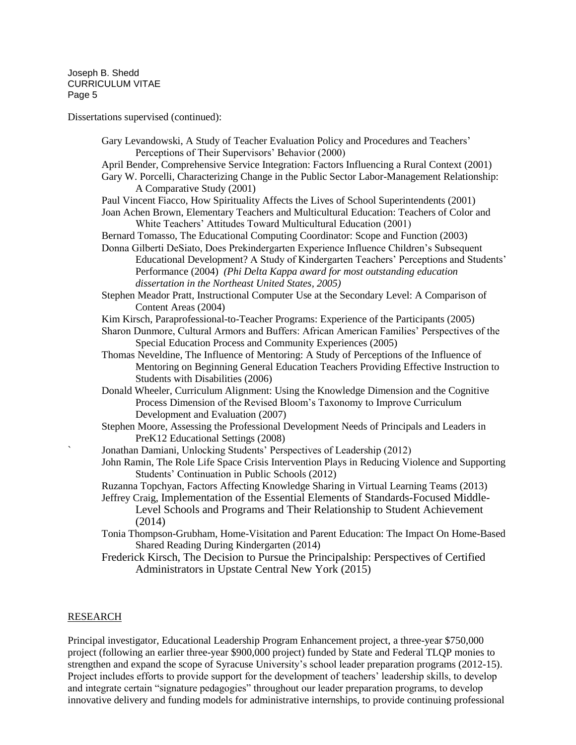Dissertations supervised (continued):

- Gary Levandowski, A Study of Teacher Evaluation Policy and Procedures and Teachers' Perceptions of Their Supervisors' Behavior (2000)
- April Bender, Comprehensive Service Integration: Factors Influencing a Rural Context (2001)
- Gary W. Porcelli, Characterizing Change in the Public Sector Labor-Management Relationship: A Comparative Study (2001)
- Paul Vincent Fiacco, How Spirituality Affects the Lives of School Superintendents (2001)
- Joan Achen Brown, Elementary Teachers and Multicultural Education: Teachers of Color and White Teachers' Attitudes Toward Multicultural Education (2001)
- Bernard Tomasso, The Educational Computing Coordinator: Scope and Function (2003)
- Donna Gilberti DeSiato, Does Prekindergarten Experience Influence Children's Subsequent Educational Development? A Study of Kindergarten Teachers' Perceptions and Students' Performance (2004) *(Phi Delta Kappa award for most outstanding education dissertation in the Northeast United States, 2005)*
- Stephen Meador Pratt, Instructional Computer Use at the Secondary Level: A Comparison of Content Areas (2004)
- Kim Kirsch, Paraprofessional-to-Teacher Programs: Experience of the Participants (2005)
- Sharon Dunmore, Cultural Armors and Buffers: African American Families' Perspectives of the Special Education Process and Community Experiences (2005)
- Thomas Neveldine, The Influence of Mentoring: A Study of Perceptions of the Influence of Mentoring on Beginning General Education Teachers Providing Effective Instruction to Students with Disabilities (2006)
- Donald Wheeler, Curriculum Alignment: Using the Knowledge Dimension and the Cognitive Process Dimension of the Revised Bloom's Taxonomy to Improve Curriculum Development and Evaluation (2007)
- Stephen Moore, Assessing the Professional Development Needs of Principals and Leaders in PreK12 Educational Settings (2008)
- Jonathan Damiani, Unlocking Students' Perspectives of Leadership (2012)
- John Ramin, The Role Life Space Crisis Intervention Plays in Reducing Violence and Supporting Students' Continuation in Public Schools (2012)
- Ruzanna Topchyan, Factors Affecting Knowledge Sharing in Virtual Learning Teams (2013)
- Jeffrey Craig, Implementation of the Essential Elements of Standards-Focused Middle-Level Schools and Programs and Their Relationship to Student Achievement (2014)
- Tonia Thompson-Grubham, Home-Visitation and Parent Education: The Impact On Home-Based Shared Reading During Kindergarten (2014)
- Frederick Kirsch, The Decision to Pursue the Principalship: Perspectives of Certified Administrators in Upstate Central New York (2015)

## RESEARCH

Principal investigator, Educational Leadership Program Enhancement project, a three-year $750,000 project (following an earlier three-year $900,000 project) funded by State and Federal TLQP monies to strengthen and expand the scope of Syracuse University's school leader preparation programs (2012-15). Project includes efforts to provide support for the development of teachers' leadership skills, to develop and integrate certain "signature pedagogies" throughout our leader preparation programs, to develop innovative delivery and funding models for administrative internships, to provide continuing professional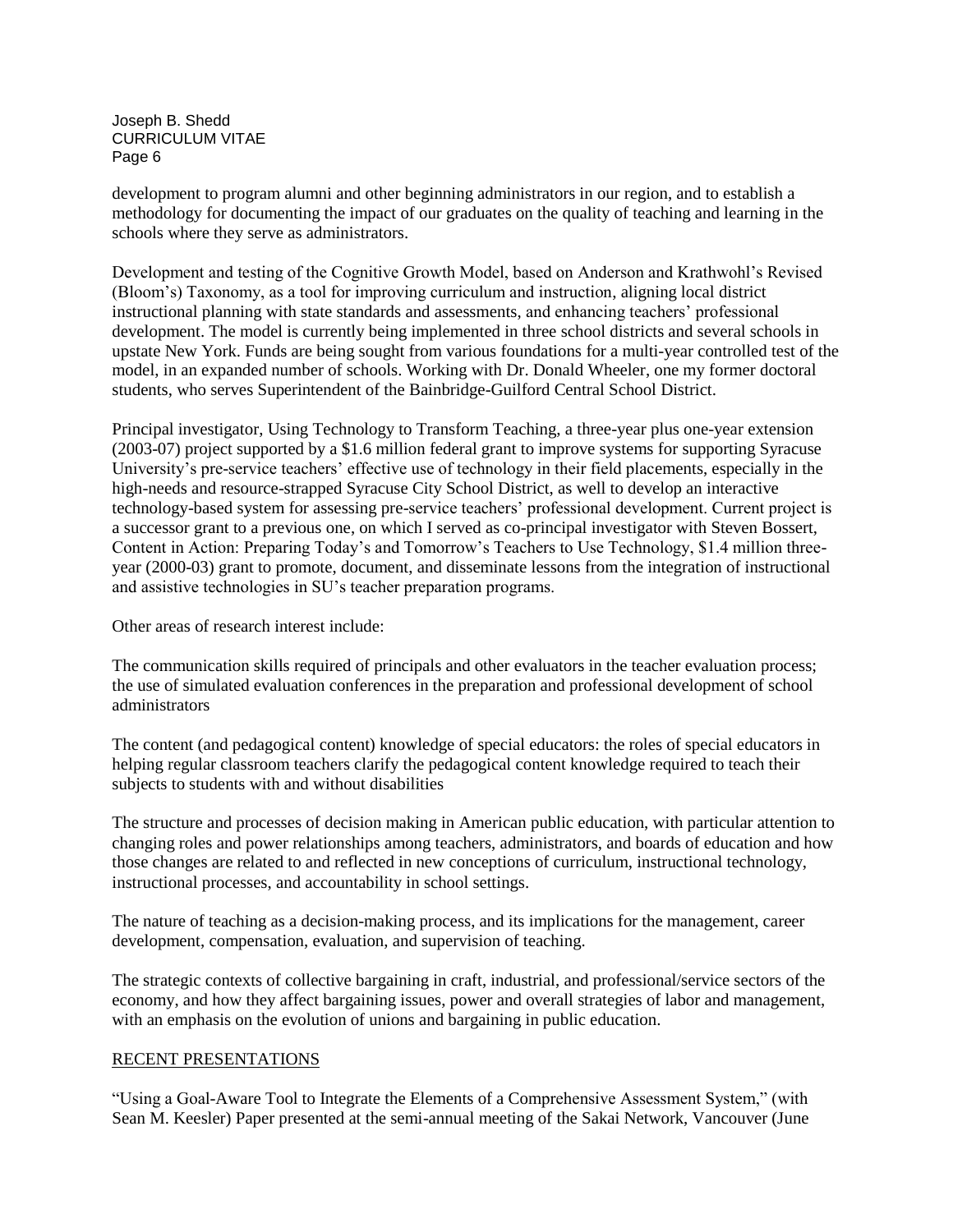development to program alumni and other beginning administrators in our region, and to establish a methodology for documenting the impact of our graduates on the quality of teaching and learning in the schools where they serve as administrators.

Development and testing of the Cognitive Growth Model, based on Anderson and Krathwohl's Revised (Bloom's) Taxonomy, as a tool for improving curriculum and instruction, aligning local district instructional planning with state standards and assessments, and enhancing teachers' professional development. The model is currently being implemented in three school districts and several schools in upstate New York. Funds are being sought from various foundations for a multi-year controlled test of the model, in an expanded number of schools. Working with Dr. Donald Wheeler, one my former doctoral students, who serves Superintendent of the Bainbridge-Guilford Central School District.

Principal investigator, Using Technology to Transform Teaching, a three-year plus one-year extension (2003-07) project supported by a $1.6 million federal grant to improve systems for supporting Syracuse University's pre-service teachers' effective use of technology in their field placements, especially in the high-needs and resource-strapped Syracuse City School District, as well to develop an interactive technology-based system for assessing pre-service teachers' professional development. Current project is a successor grant to a previous one, on which I served as co-principal investigator with Steven Bossert, Content in Action: Preparing Today's and Tomorrow's Teachers to Use Technology, $1.4 million three-year (2000-03) grant to promote, document, and disseminate lessons from the integration of instructional and assistive technologies in SU's teacher preparation programs.

Other areas of research interest include:

The communication skills required of principals and other evaluators in the teacher evaluation process; the use of simulated evaluation conferences in the preparation and professional development of school administrators

The content (and pedagogical content) knowledge of special educators: the roles of special educators in helping regular classroom teachers clarify the pedagogical content knowledge required to teach their subjects to students with and without disabilities

The structure and processes of decision making in American public education, with particular attention to changing roles and power relationships among teachers, administrators, and boards of education and how those changes are related to and reflected in new conceptions of curriculum, instructional technology, instructional processes, and accountability in school settings.

The nature of teaching as a decision-making process, and its implications for the management, career development, compensation, evaluation, and supervision of teaching.

The strategic contexts of collective bargaining in craft, industrial, and professional/service sectors of the economy, and how they affect bargaining issues, power and overall strategies of labor and management, with an emphasis on the evolution of unions and bargaining in public education.

## RECENT PRESENTATIONS

"Using a Goal-Aware Tool to Integrate the Elements of a Comprehensive Assessment System," (with Sean M. Keesler) Paper presented at the semi-annual meeting of the Sakai Network, Vancouver (June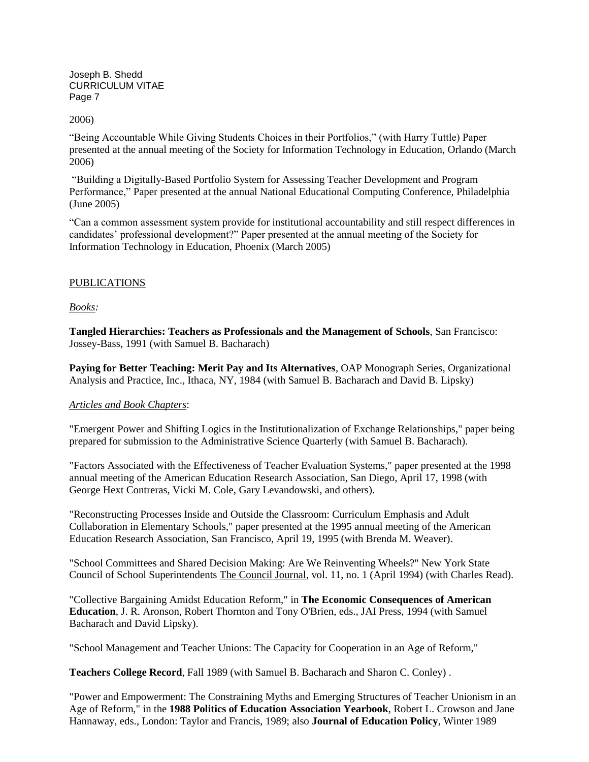2006)

“Being Accountable While Giving Students Choices in their Portfolios,” (with Harry Tuttle) Paper presented at the annual meeting of the Society for Information Technology in Education, Orlando (March 2006)

“Building a Digitally-Based Portfolio System for Assessing Teacher Development and Program Performance,” Paper presented at the annual National Educational Computing Conference, Philadelphia (June 2005)

“Can a common assessment system provide for institutional accountability and still respect differences in candidates’ professional development?” Paper presented at the annual meeting of the Society for Information Technology in Education, Phoenix (March 2005)

## PUBLICATIONS

*Books:*

**Tangled Hierarchies: Teachers as Professionals and the Management of Schools**, San Francisco: Jossey-Bass, 1991 (with Samuel B. Bacharach)

**Paying for Better Teaching: Merit Pay and Its Alternatives**, OAP Monograph Series, Organizational Analysis and Practice, Inc., Ithaca, NY, 1984 (with Samuel B. Bacharach and David B. Lipsky)

*Articles and Book Chapters*:

"Emergent Power and Shifting Logics in the Institutionalization of Exchange Relationships," paper being prepared for submission to the Administrative Science Quarterly (with Samuel B. Bacharach).

"Factors Associated with the Effectiveness of Teacher Evaluation Systems," paper presented at the 1998 annual meeting of the American Education Research Association, San Diego, April 17, 1998 (with George Hext Contreras, Vicki M. Cole, Gary Levandowski, and others).

"Reconstructing Processes Inside and Outside the Classroom: Curriculum Emphasis and Adult Collaboration in Elementary Schools," paper presented at the 1995 annual meeting of the American Education Research Association, San Francisco, April 19, 1995 (with Brenda M. Weaver).

"School Committees and Shared Decision Making: Are We Reinventing Wheels?" New York State Council of School Superintendents The Council Journal, vol. 11, no. 1 (April 1994) (with Charles Read).

"Collective Bargaining Amidst Education Reform," in **The Economic Consequences of American Education**, J. R. Aronson, Robert Thornton and Tony O'Brien, eds., JAI Press, 1994 (with Samuel Bacharach and David Lipsky).

"School Management and Teacher Unions: The Capacity for Cooperation in an Age of Reform,"

**Teachers College Record**, Fall 1989 (with Samuel B. Bacharach and Sharon C. Conley) .

"Power and Empowerment: The Constraining Myths and Emerging Structures of Teacher Unionism in an Age of Reform," in the **1988 Politics of Education Association Yearbook**, Robert L. Crowson and Jane Hannaway, eds., London: Taylor and Francis, 1989; also **Journal of Education Policy**, Winter 1989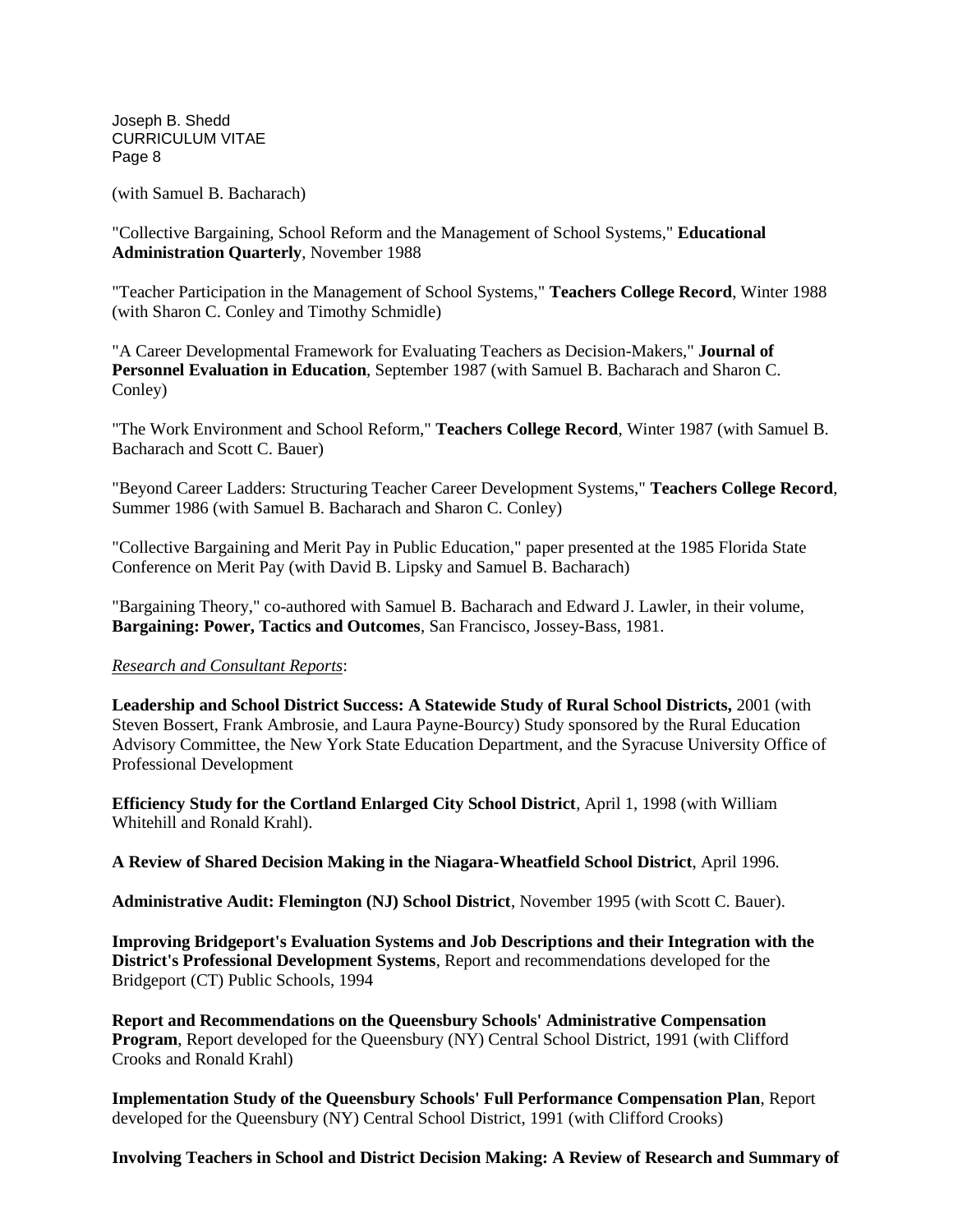(with Samuel B. Bacharach)

"Collective Bargaining, School Reform and the Management of School Systems," **Educational Administration Quarterly**, November 1988

"Teacher Participation in the Management of School Systems," **Teachers College Record**, Winter 1988 (with Sharon C. Conley and Timothy Schmidle)

"A Career Developmental Framework for Evaluating Teachers as Decision-Makers," **Journal of Personnel Evaluation in Education**, September 1987 (with Samuel B. Bacharach and Sharon C. Conley)

"The Work Environment and School Reform," **Teachers College Record**, Winter 1987 (with Samuel B. Bacharach and Scott C. Bauer)

"Beyond Career Ladders: Structuring Teacher Career Development Systems," **Teachers College Record**, Summer 1986 (with Samuel B. Bacharach and Sharon C. Conley)

"Collective Bargaining and Merit Pay in Public Education," paper presented at the 1985 Florida State Conference on Merit Pay (with David B. Lipsky and Samuel B. Bacharach)

"Bargaining Theory," co-authored with Samuel B. Bacharach and Edward J. Lawler, in their volume, **Bargaining: Power, Tactics and Outcomes**, San Francisco, Jossey-Bass, 1981.

*Research and Consultant Reports*:

**Leadership and School District Success: A Statewide Study of Rural School Districts,** 2001 (with Steven Bossert, Frank Ambrosie, and Laura Payne-Bourcy) Study sponsored by the Rural Education Advisory Committee, the New York State Education Department, and the Syracuse University Office of Professional Development

**Efficiency Study for the Cortland Enlarged City School District**, April 1, 1998 (with William Whitehill and Ronald Krahl).

**A Review of Shared Decision Making in the Niagara-Wheatfield School District**, April 1996.

**Administrative Audit: Flemington (NJ) School District**, November 1995 (with Scott C. Bauer).

**Improving Bridgeport's Evaluation Systems and Job Descriptions and their Integration with the District's Professional Development Systems**, Report and recommendations developed for the Bridgeport (CT) Public Schools, 1994

**Report and Recommendations on the Queensbury Schools' Administrative Compensation Program**, Report developed for the Queensbury (NY) Central School District, 1991 (with Clifford Crooks and Ronald Krahl)

**Implementation Study of the Queensbury Schools' Full Performance Compensation Plan**, Report developed for the Queensbury (NY) Central School District, 1991 (with Clifford Crooks)

**Involving Teachers in School and District Decision Making: A Review of Research and Summary of**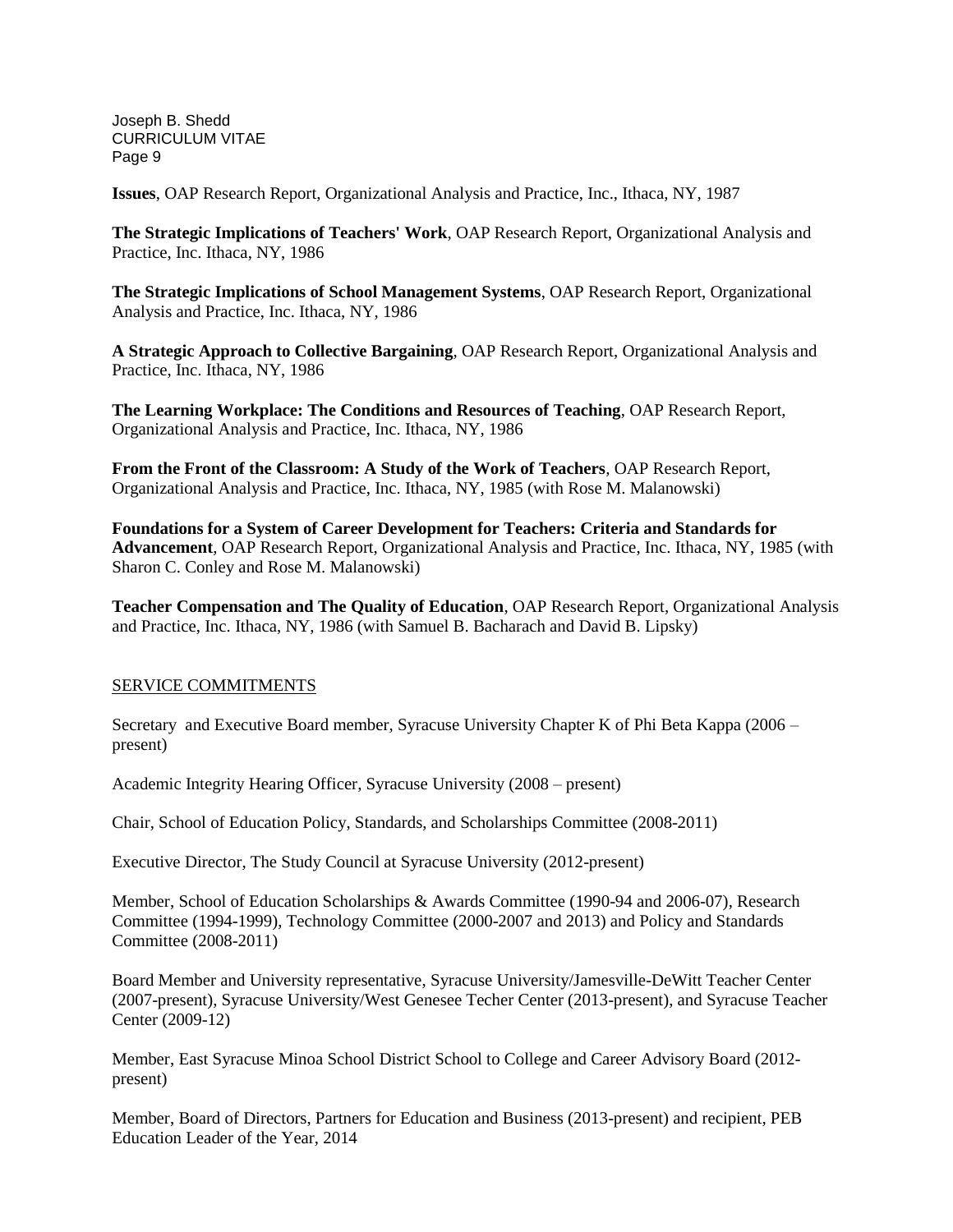**Issues**, OAP Research Report, Organizational Analysis and Practice, Inc., Ithaca, NY, 1987

**The Strategic Implications of Teachers' Work**, OAP Research Report, Organizational Analysis and Practice, Inc. Ithaca, NY, 1986

**The Strategic Implications of School Management Systems**, OAP Research Report, Organizational Analysis and Practice, Inc. Ithaca, NY, 1986

**A Strategic Approach to Collective Bargaining**, OAP Research Report, Organizational Analysis and Practice, Inc. Ithaca, NY, 1986

**The Learning Workplace: The Conditions and Resources of Teaching**, OAP Research Report, Organizational Analysis and Practice, Inc. Ithaca, NY, 1986

**From the Front of the Classroom: A Study of the Work of Teachers**, OAP Research Report, Organizational Analysis and Practice, Inc. Ithaca, NY, 1985 (with Rose M. Malanowski)

**Foundations for a System of Career Development for Teachers: Criteria and Standards for Advancement**, OAP Research Report, Organizational Analysis and Practice, Inc. Ithaca, NY, 1985 (with Sharon C. Conley and Rose M. Malanowski)

**Teacher Compensation and The Quality of Education**, OAP Research Report, Organizational Analysis and Practice, Inc. Ithaca, NY, 1986 (with Samuel B. Bacharach and David B. Lipsky)

## SERVICE COMMITMENTS

Secretary and Executive Board member, Syracuse University Chapter K of Phi Beta Kappa (2006 – present)

Academic Integrity Hearing Officer, Syracuse University (2008 – present)

Chair, School of Education Policy, Standards, and Scholarships Committee (2008-2011)

Executive Director, The Study Council at Syracuse University (2012-present)

Member, School of Education Scholarships & Awards Committee (1990-94 and 2006-07), Research Committee (1994-1999), Technology Committee (2000-2007 and 2013) and Policy and Standards Committee (2008-2011)

Board Member and University representative, Syracuse University/Jamesville-DeWitt Teacher Center (2007-present), Syracuse University/West Genesee Techer Center (2013-present), and Syracuse Teacher Center (2009-12)

Member, East Syracuse Minoa School District School to College and Career Advisory Board (2012-present)

Member, Board of Directors, Partners for Education and Business (2013-present) and recipient, PEB Education Leader of the Year, 2014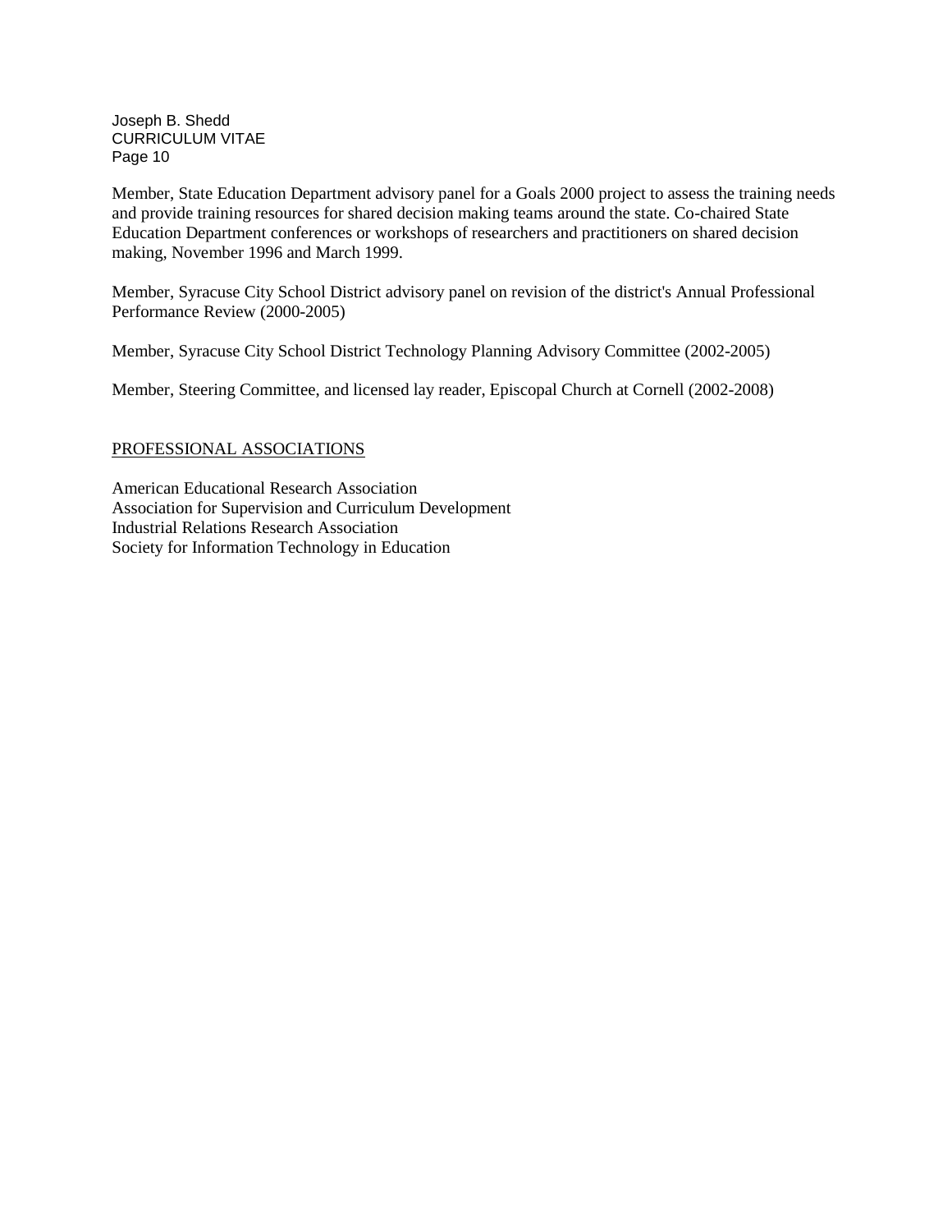Member, State Education Department advisory panel for a Goals 2000 project to assess the training needs and provide training resources for shared decision making teams around the state. Co-chaired State Education Department conferences or workshops of researchers and practitioners on shared decision making, November 1996 and March 1999.

Member, Syracuse City School District advisory panel on revision of the district's Annual Professional Performance Review (2000-2005)

Member, Syracuse City School District Technology Planning Advisory Committee (2002-2005)

Member, Steering Committee, and licensed lay reader, Episcopal Church at Cornell (2002-2008)

## PROFESSIONAL ASSOCIATIONS

American Educational Research Association
Association for Supervision and Curriculum Development
Industrial Relations Research Association
Society for Information Technology in Education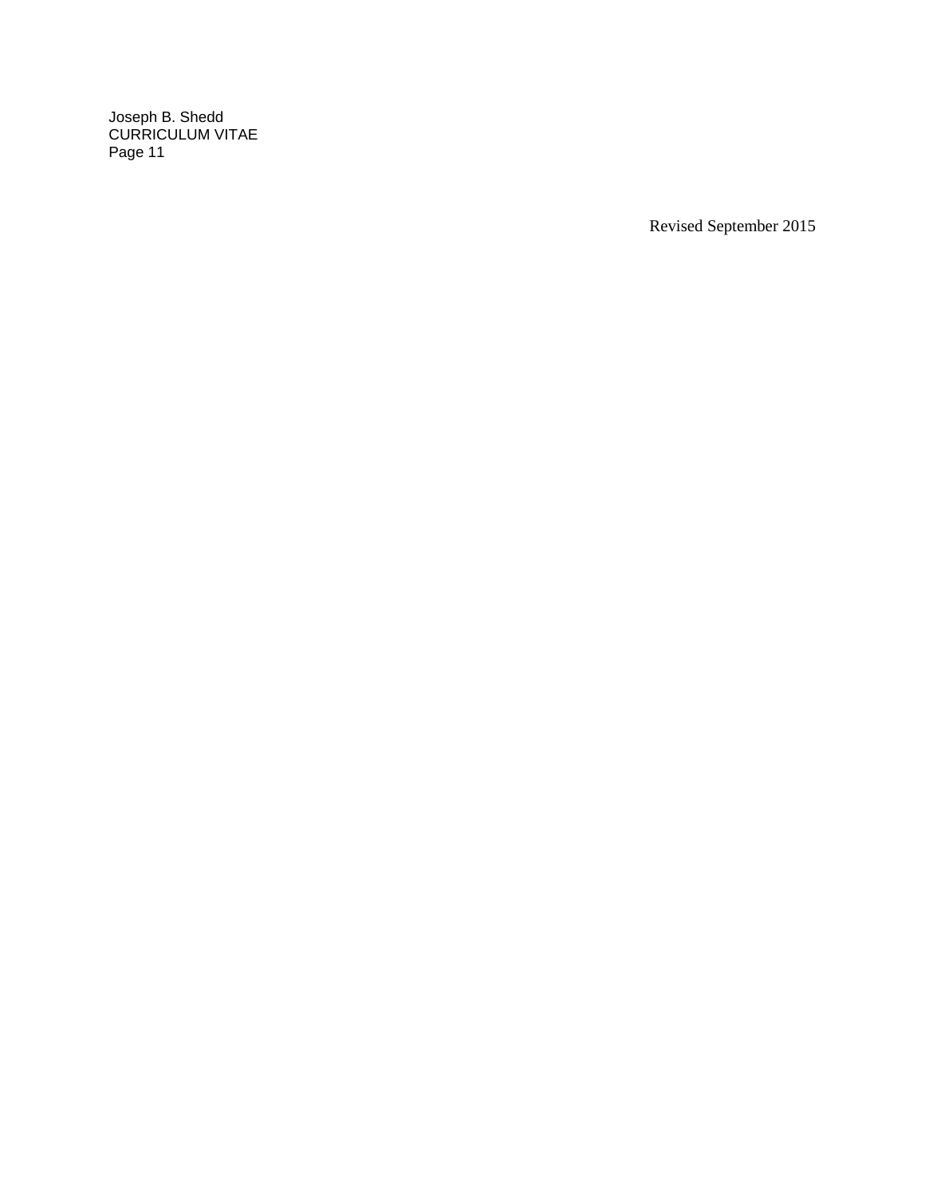Revised September 2015